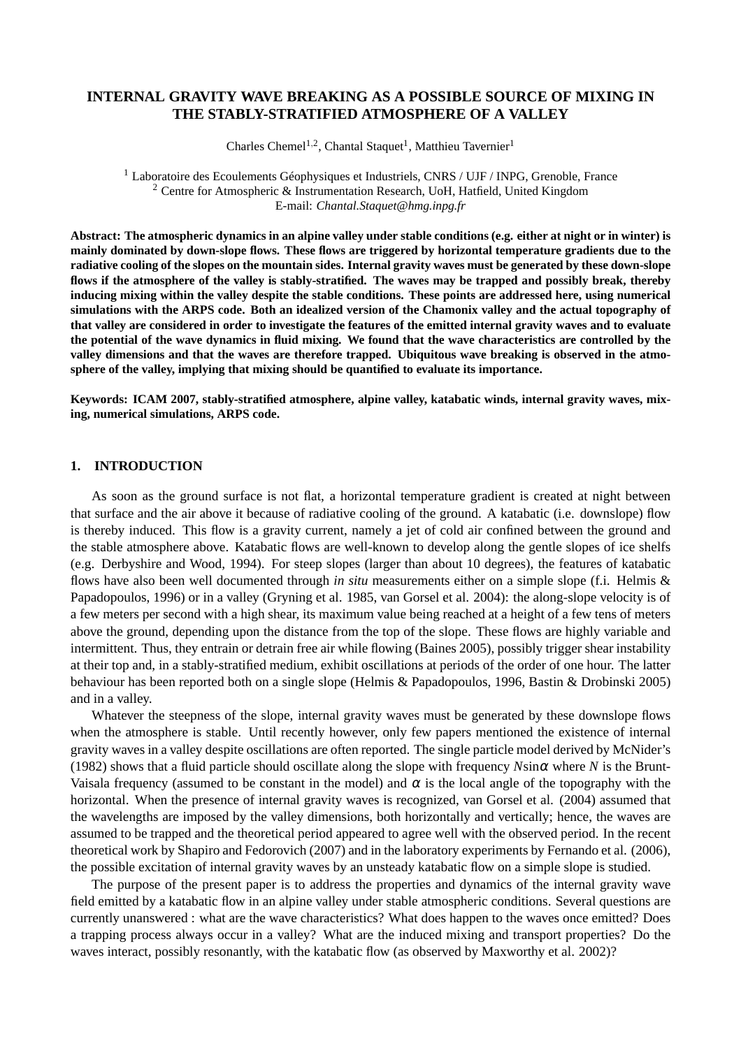# INTERNAL GRAVITY WAVE BREAKING AS A POSSIBLE SOURCE OF MIXING IN THE STABLY-STRATIFIED ATMOSPHERE OF A VALLEY

Charles Chemel[1,2], Chantal Staquet[1], Matthieu Tavernier[1]

[1] Laboratoire des Ecoulements Géophysiques et Industriels, CNRS / UJF / INPG, Grenoble, France
[2] Centre for Atmospheric & Instrumentation Research, UoH, Hatfield, United Kingdom
E-mail: *Chantal.Staquet@hmg.inpg.fr*

**Abstract: The atmospheric dynamics in an alpine valley under stable conditions (e.g. either at night or in winter) is mainly dominated by down-slope flows. These flows are triggered by horizontal temperature gradients due to the radiative cooling of the slopes on the mountain sides. Internal gravity waves must be generated by these down-slope flows if the atmosphere of the valley is stably-stratified. The waves may be trapped and possibly break, thereby inducing mixing within the valley despite the stable conditions. These points are addressed here, using numerical simulations with the ARPS code. Both an idealized version of the Chamonix valley and the actual topography of that valley are considered in order to investigate the features of the emitted internal gravity waves and to evaluate the potential of the wave dynamics in fluid mixing. We found that the wave characteristics are controlled by the valley dimensions and that the waves are therefore trapped. Ubiquitous wave breaking is observed in the atmosphere of the valley, implying that mixing should be quantified to evaluate its importance.**

**Keywords: ICAM 2007, stably-stratified atmosphere, alpine valley, katabatic winds, internal gravity waves, mixing, numerical simulations, ARPS code.**

## 1. INTRODUCTION

As soon as the ground surface is not flat, a horizontal temperature gradient is created at night between that surface and the air above it because of radiative cooling of the ground. A katabatic (i.e. downslope) flow is thereby induced. This flow is a gravity current, namely a jet of cold air confined between the ground and the stable atmosphere above. Katabatic flows are well-known to develop along the gentle slopes of ice shelfs (e.g. Derbyshire and Wood, 1994). For steep slopes (larger than about 10 degrees), the features of katabatic flows have also been well documented through *in situ* measurements either on a simple slope (f.i. Helmis & Papadopoulos, 1996) or in a valley (Gryning et al. 1985, van Gorsel et al. 2004): the along-slope velocity is of a few meters per second with a high shear, its maximum value being reached at a height of a few tens of meters above the ground, depending upon the distance from the top of the slope. These flows are highly variable and intermittent. Thus, they entrain or detrain free air while flowing (Baines 2005), possibly trigger shear instability at their top and, in a stably-stratified medium, exhibit oscillations at periods of the order of one hour. The latter behaviour has been reported both on a single slope (Helmis & Papadopoulos, 1996, Bastin & Drobinski 2005) and in a valley.

Whatever the steepness of the slope, internal gravity waves must be generated by these downslope flows when the atmosphere is stable. Until recently however, only few papers mentioned the existence of internal gravity waves in a valley despite oscillations are often reported. The single particle model derived by McNider's (1982) shows that a fluid particle should oscillate along the slope with frequency $N\sin\alpha$ where $N$ is the Brunt-Vaisala frequency (assumed to be constant in the model) and $\alpha$ is the local angle of the topography with the horizontal. When the presence of internal gravity waves is recognized, van Gorsel et al. (2004) assumed that the wavelengths are imposed by the valley dimensions, both horizontally and vertically; hence, the waves are assumed to be trapped and the theoretical period appeared to agree well with the observed period. In the recent theoretical work by Shapiro and Fedorovich (2007) and in the laboratory experiments by Fernando et al. (2006), the possible excitation of internal gravity waves by an unsteady katabatic flow on a simple slope is studied.

The purpose of the present paper is to address the properties and dynamics of the internal gravity wave field emitted by a katabatic flow in an alpine valley under stable atmospheric conditions. Several questions are currently unanswered : what are the wave characteristics? What does happen to the waves once emitted? Does a trapping process always occur in a valley? What are the induced mixing and transport properties? Do the waves interact, possibly resonantly, with the katabatic flow (as observed by Maxworthy et al. 2002)?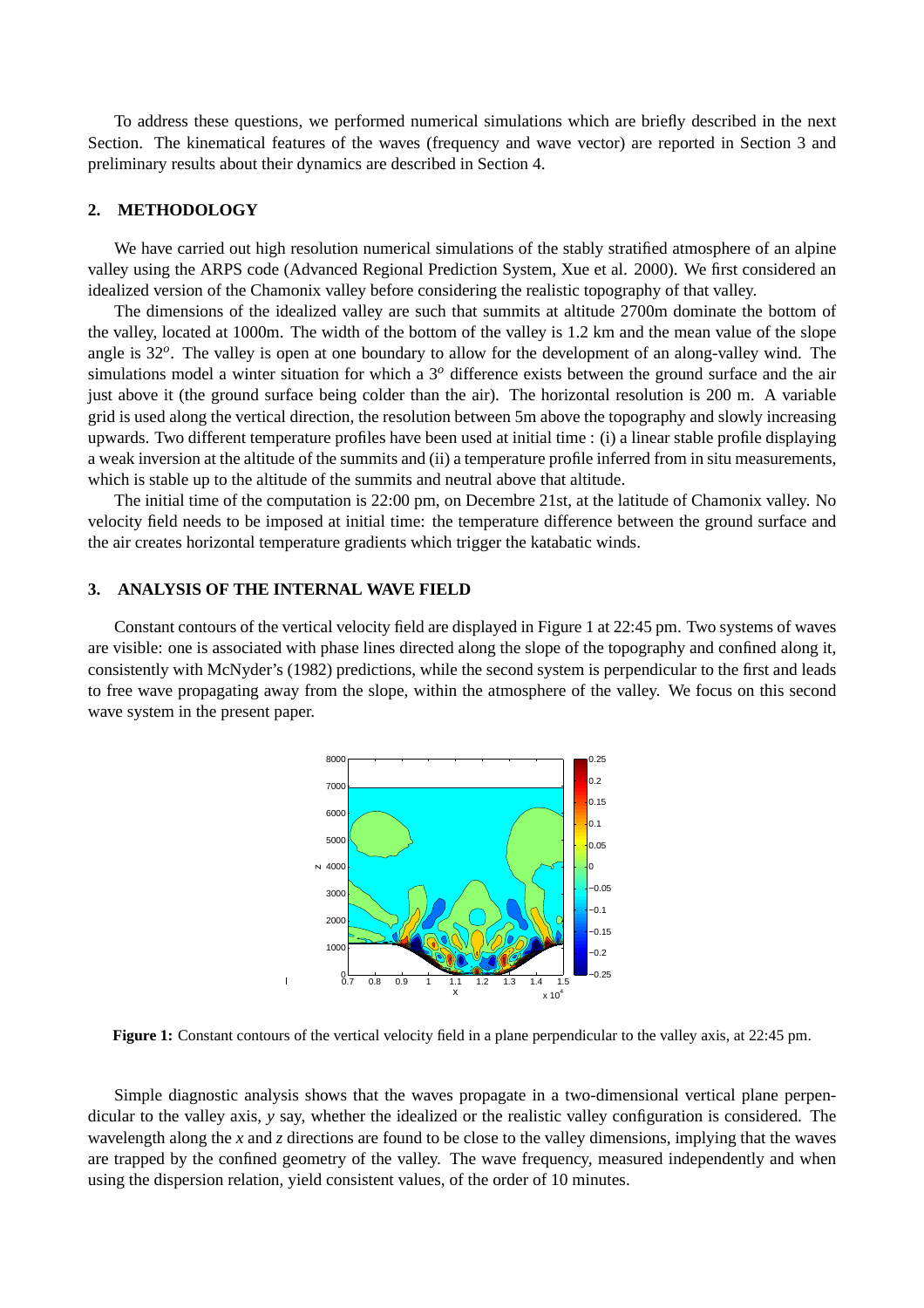To address these questions, we performed numerical simulations which are briefly described in the next Section. The kinematical features of the waves (frequency and wave vector) are reported in Section 3 and preliminary results about their dynamics are described in Section 4.

## 2. METHODOLOGY

We have carried out high resolution numerical simulations of the stably stratified atmosphere of an alpine valley using the ARPS code (Advanced Regional Prediction System, Xue et al. 2000). We first considered an idealized version of the Chamonix valley before considering the realistic topography of that valley.

The dimensions of the idealized valley are such that summits at altitude 2700m dominate the bottom of the valley, located at 1000m. The width of the bottom of the valley is 1.2 km and the mean value of the slope angle is $32^o$. The valley is open at one boundary to allow for the development of an along-valley wind. The simulations model a winter situation for which a $3^o$ difference exists between the ground surface and the air just above it (the ground surface being colder than the air). The horizontal resolution is 200 m. A variable grid is used along the vertical direction, the resolution between 5m above the topography and slowly increasing upwards. Two different temperature profiles have been used at initial time : (i) a linear stable profile displaying a weak inversion at the altitude of the summits and (ii) a temperature profile inferred from in situ measurements, which is stable up to the altitude of the summits and neutral above that altitude.

The initial time of the computation is 22:00 pm, on Decembre 21st, at the latitude of Chamonix valley. No velocity field needs to be imposed at initial time: the temperature difference between the ground surface and the air creates horizontal temperature gradients which trigger the katabatic winds.

## 3. ANALYSIS OF THE INTERNAL WAVE FIELD

Constant contours of the vertical velocity field are displayed in Figure 1 at 22:45 pm. Two systems of waves are visible: one is associated with phase lines directed along the slope of the topography and confined along it, consistently with McNyder's (1982) predictions, while the second system is perpendicular to the first and leads to free wave propagating away from the slope, within the atmosphere of the valley. We focus on this second wave system in the present paper.

**Figure 1:** Constant contours of the vertical velocity field in a plane perpendicular to the valley axis, at 22:45 pm.

Simple diagnostic analysis shows that the waves propagate in a two-dimensional vertical plane perpendicular to the valley axis, $y$ say, whether the idealized or the realistic valley configuration is considered. The wavelength along the $x$ and $z$ directions are found to be close to the valley dimensions, implying that the waves are trapped by the confined geometry of the valley. The wave frequency, measured independently and when using the dispersion relation, yield consistent values, of the order of 10 minutes.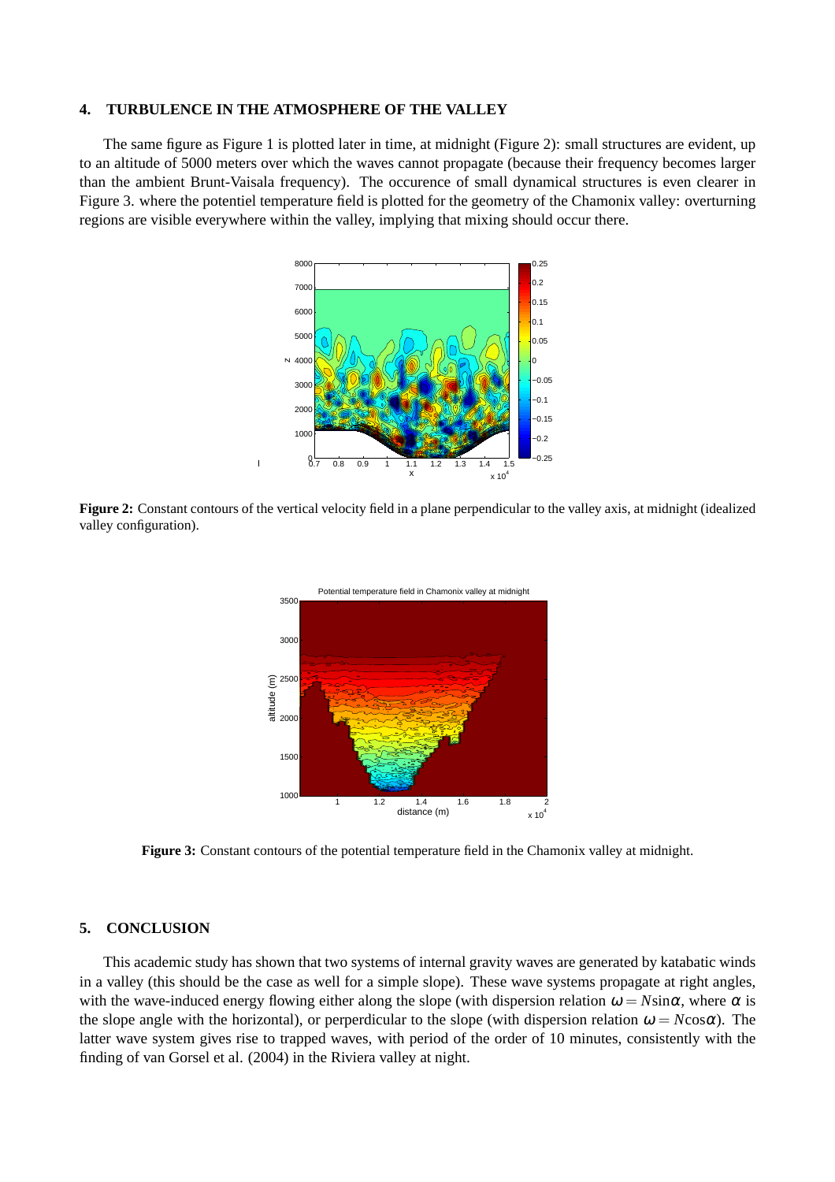## 4. TURBULENCE IN THE ATMOSPHERE OF THE VALLEY

The same figure as Figure 1 is plotted later in time, at midnight (Figure 2): small structures are evident, up to an altitude of 5000 meters over which the waves cannot propagate (because their frequency becomes larger than the ambient Brunt-Vaisala frequency). The occurence of small dynamical structures is even clearer in Figure 3. where the potentiel temperature field is plotted for the geometry of the Chamonix valley: overturning regions are visible everywhere within the valley, implying that mixing should occur there.

**Figure 2:** Constant contours of the vertical velocity field in a plane perpendicular to the valley axis, at midnight (idealized valley configuration).

**Figure 3:** Constant contours of the potential temperature field in the Chamonix valley at midnight.

## 5. CONCLUSION

This academic study has shown that two systems of internal gravity waves are generated by katabatic winds in a valley (this should be the case as well for a simple slope). These wave systems propagate at right angles, with the wave-induced energy flowing either along the slope (with dispersion relation $\omega = N \sin\alpha$, where $\alpha$ is the slope angle with the horizontal), or perperdicular to the slope (with dispersion relation $\omega = N \cos\alpha$). The latter wave system gives rise to trapped waves, with period of the order of 10 minutes, consistently with the finding of van Gorsel et al. (2004) in the Riviera valley at night.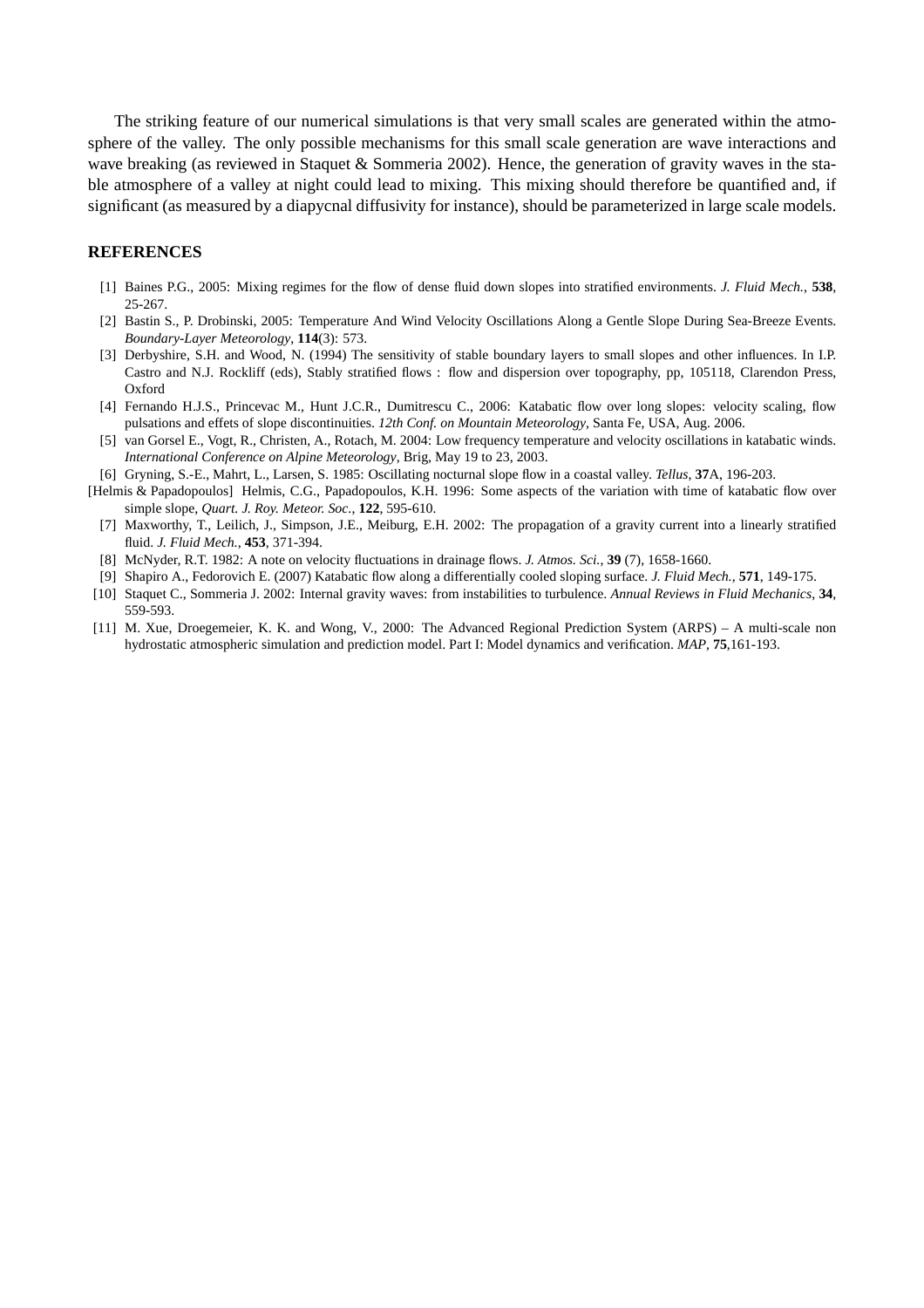The striking feature of our numerical simulations is that very small scales are generated within the atmosphere of the valley. The only possible mechanisms for this small scale generation are wave interactions and wave breaking (as reviewed in Staquet & Sommeria 2002). Hence, the generation of gravity waves in the stable atmosphere of a valley at night could lead to mixing. This mixing should therefore be quantified and, if significant (as measured by a diapycnal diffusivity for instance), should be parameterized in large scale models.

## REFERENCES

[1] Baines P.G., 2005: Mixing regimes for the flow of dense fluid down slopes into stratified environments. *J. Fluid Mech.*, **538**, 25-267.

[2] Bastin S., P. Drobinski, 2005: Temperature And Wind Velocity Oscillations Along a Gentle Slope During Sea-Breeze Events. *Boundary-Layer Meteorology*, **114**(3): 573.

[3] Derbyshire, S.H. and Wood, N. (1994) The sensitivity of stable boundary layers to small slopes and other influences. In I.P. Castro and N.J. Rockliff (eds), Stably stratified flows : flow and dispersion over topography, pp, 105118, Clarendon Press, Oxford

[4] Fernando H.J.S., Princevac M., Hunt J.C.R., Dumitrescu C., 2006: Katabatic flow over long slopes: velocity scaling, flow pulsations and effets of slope discontinuities. *12th Conf. on Mountain Meteorology*, Santa Fe, USA, Aug. 2006.

[5] van Gorsel E., Vogt, R., Christen, A., Rotach, M. 2004: Low frequency temperature and velocity oscillations in katabatic winds. *International Conference on Alpine Meteorology*, Brig, May 19 to 23, 2003.

[6] Gryning, S.-E., Mahrt, L., Larsen, S. 1985: Oscillating nocturnal slope flow in a coastal valley. *Tellus*, **37**A, 196-203.

[Helmis & Papadopoulos] Helmis, C.G., Papadopoulos, K.H. 1996: Some aspects of the variation with time of katabatic flow over simple slope, *Quart. J. Roy. Meteor. Soc.*, **122**, 595-610.

[7] Maxworthy, T., Leilich, J., Simpson, J.E., Meiburg, E.H. 2002: The propagation of a gravity current into a linearly stratified fluid. *J. Fluid Mech.*, **453**, 371-394.

[8] McNyder, R.T. 1982: A note on velocity fluctuations in drainage flows. *J. Atmos. Sci.*, **39** (7), 1658-1660.

[9] Shapiro A., Fedorovich E. (2007) Katabatic flow along a differentially cooled sloping surface. *J. Fluid Mech.*, **571**, 149-175.

[10] Staquet C., Sommeria J. 2002: Internal gravity waves: from instabilities to turbulence. *Annual Reviews in Fluid Mechanics*, **34**, 559-593.

[11] M. Xue, Droegemeier, K. K. and Wong, V., 2000: The Advanced Regional Prediction System (ARPS) – A multi-scale non hydrostatic atmospheric simulation and prediction model. Part I: Model dynamics and verification. *MAP*, **75**,161-193.